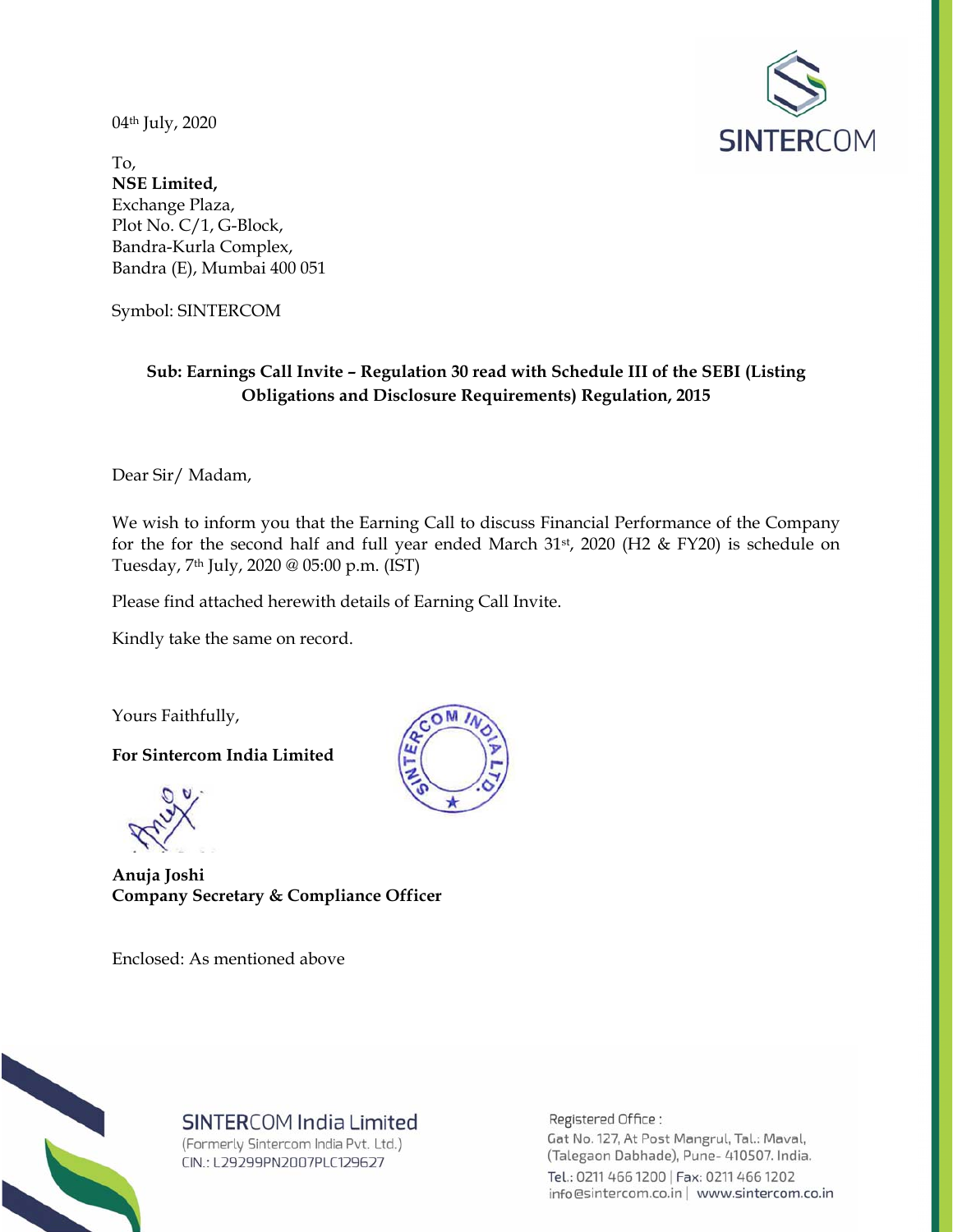04th July, 2020

To,
**NSE Limited,**
Exchange Plaza,
Plot No. C/1, G-Block,
Bandra-Kurla Complex,
Bandra (E), Mumbai 400 051

Symbol: SINTERCOM

**Sub: Earnings Call Invite – Regulation 30 read with Schedule III of the SEBI (Listing Obligations and Disclosure Requirements) Regulation, 2015**

Dear Sir/ Madam,

We wish to inform you that the Earning Call to discuss Financial Performance of the Company for the for the second half and full year ended March 31st, 2020 (H2 & FY20) is schedule on Tuesday, 7th July, 2020 @ 05:00 p.m. (IST)

Please find attached herewith details of Earning Call Invite.

Kindly take the same on record.

Yours Faithfully,

**For Sintercom India Limited**

**Anuja Joshi**
**Company Secretary & Compliance Officer**

Enclosed: As mentioned above

SINTERCOM India Limited
(Formerly Sintercom India Pvt. Ltd.)
CIN.: L29299PN2007PLC129627

Registered Office :
Gat No. 127, At Post Mangrul, Tal.: Maval, (Talegaon Dabhade), Pune- 410507. India.
Tel.: 0211 466 1200 | Fax: 0211 466 1202
info@sintercom.co.in | www.sintercom.co.in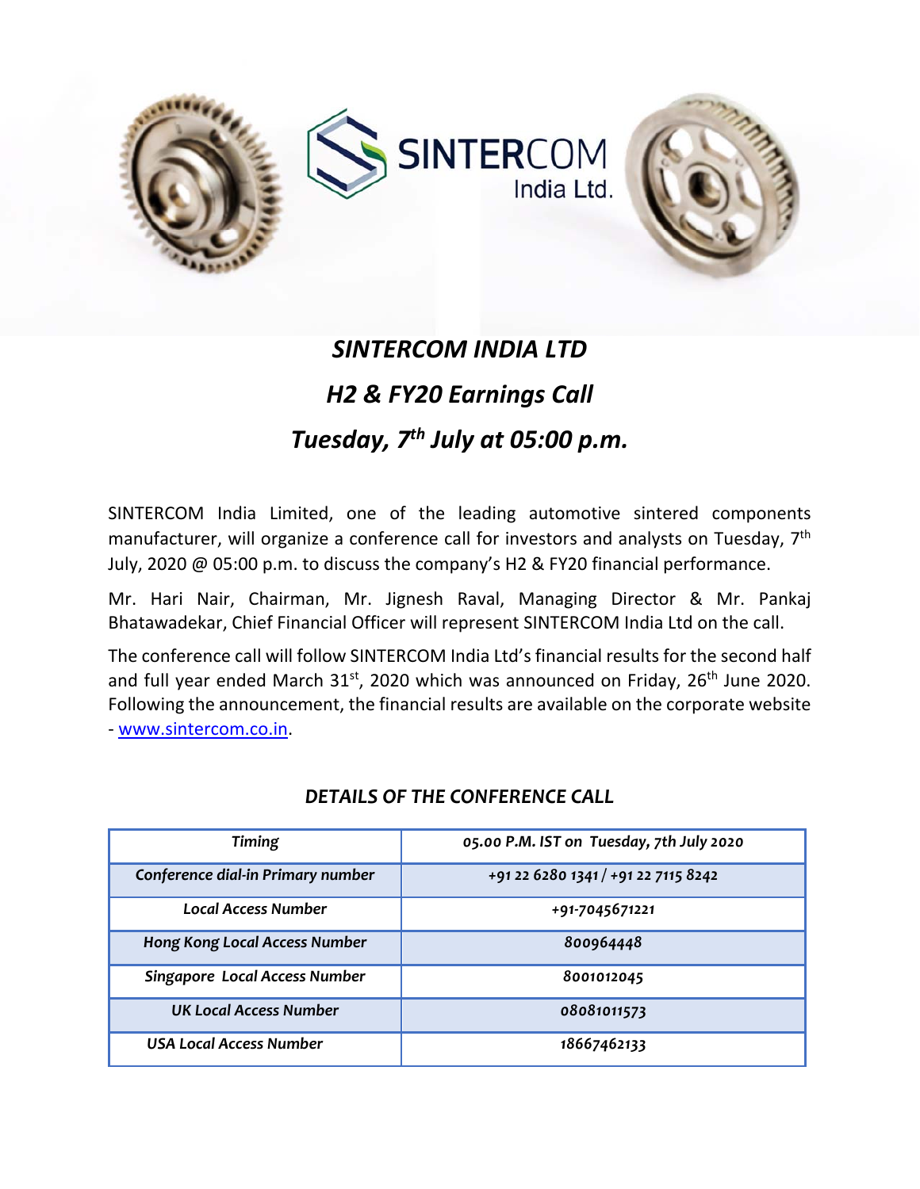SINTERCOM India Ltd.

# *SINTERCOM INDIA LTD*

## *H2 & FY20 Earnings Call*

## *Tuesday, 7th July at 05:00 p.m.*

SINTERCOM India Limited, one of the leading automotive sintered components manufacturer, will organize a conference call for investors and analysts on Tuesday, 7th July, 2020 @ 05:00 p.m. to discuss the company's H2 & FY20 financial performance.

Mr. Hari Nair, Chairman, Mr. Jignesh Raval, Managing Director & Mr. Pankaj Bhatawadekar, Chief Financial Officer will represent SINTERCOM India Ltd on the call.

The conference call will follow SINTERCOM India Ltd's financial results for the second half and full year ended March 31st, 2020 which was announced on Friday, 26th June 2020. Following the announcement, the financial results are available on the corporate website - www.sintercom.co.in.

### *DETAILS OF THE CONFERENCE CALL*

| *Timing* | *05.00 P.M. IST on Tuesday, 7th July 2020* |
|---|---|
| *Conference dial-in Primary number* | *+91 22 6280 1341 / +91 22 7115 8242* |
| *Local Access Number* | *+91-7045671221* |
| *Hong Kong Local Access Number* | *800964448* |
| *Singapore Local Access Number* | *8001012045* |
| *UK Local Access Number* | *08081011573* |
| *USA Local Access Number* | *18667462133* |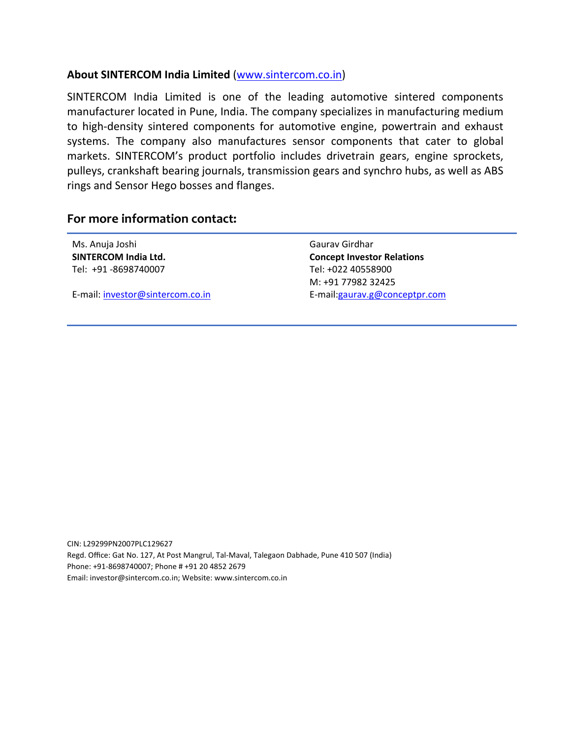**About SINTERCOM India Limited** (www.sintercom.co.in)

SINTERCOM India Limited is one of the leading automotive sintered components manufacturer located in Pune, India. The company specializes in manufacturing medium to high-density sintered components for automotive engine, powertrain and exhaust systems. The company also manufactures sensor components that cater to global markets. SINTERCOM's product portfolio includes drivetrain gears, engine sprockets, pulleys, crankshaft bearing journals, transmission gears and synchro hubs, as well as ABS rings and Sensor Hego bosses and flanges.

## For more information contact:

| | |
|---|---|
| Ms. Anuja Joshi<br>**SINTERCOM India Ltd.**<br>Tel: +91 -8698740007<br><br>E-mail: investor@sintercom.co.in | Gaurav Girdhar<br>**Concept Investor Relations**<br>Tel: +022 40558900<br>M: +91 77982 32425<br>E-mail:gaurav.g@conceptpr.com |

CIN: L29299PN2007PLC129627
Regd. Office: Gat No. 127, At Post Mangrul, Tal-Maval, Talegaon Dabhade, Pune 410 507 (India)
Phone: +91-8698740007; Phone # +91 20 4852 2679
Email: investor@sintercom.co.in; Website: www.sintercom.co.in